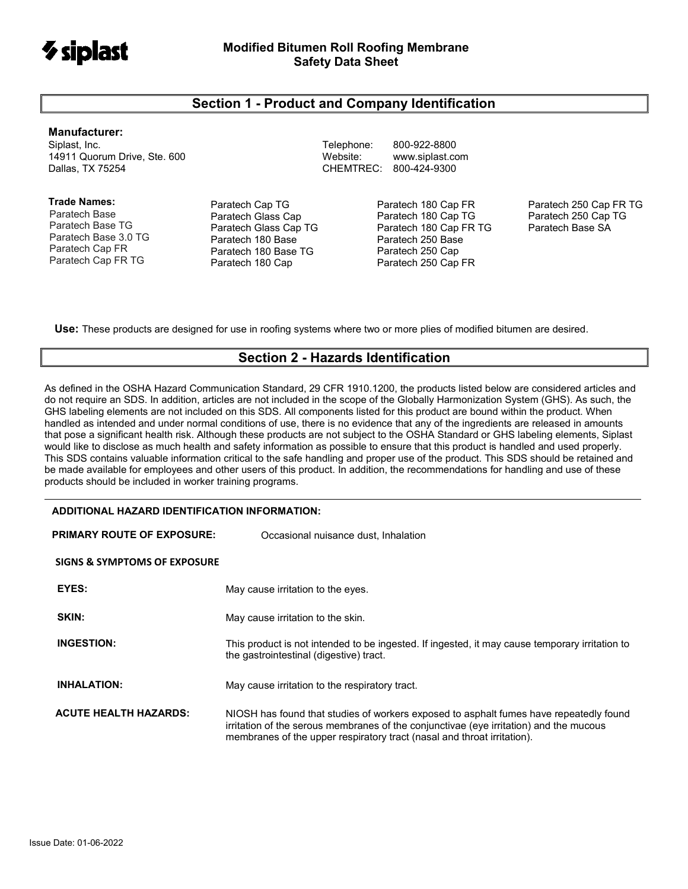# Modified Bitumen Roll Roofing Membrane Safety Data Sheet

## Section 1 - Product and Company Identification

**Manufacturer:**
Siplast, Inc.
14911 Quorum Drive, Ste. 600
Dallas, TX 75254

Telephone: 800-922-8800
Website: www.siplast.com
CHEMTREC: 800-424-9300

**Trade Names:**

- Paratech Base
- Paratech Base TG
- Paratech Base 3.0 TG
- Paratech Cap FR
- Paratech Cap FR TG
- Paratech Cap TG
- Paratech Glass Cap
- Paratech Glass Cap TG
- Paratech 180 Base
- Paratech 180 Base TG
- Paratech 180 Cap
- Paratech 180 Cap FR
- Paratech 180 Cap TG
- Paratech 180 Cap FR TG
- Paratech 250 Base
- Paratech 250 Cap
- Paratech 250 Cap FR
- Paratech 250 Cap FR TG
- Paratech 250 Cap TG
- Paratech Base SA

**Use:** These products are designed for use in roofing systems where two or more plies of modified bitumen are desired.

## Section 2 - Hazards Identification

As defined in the OSHA Hazard Communication Standard, 29 CFR 1910.1200, the products listed below are considered articles and do not require an SDS. In addition, articles are not included in the scope of the Globally Harmonization System (GHS). As such, the GHS labeling elements are not included on this SDS. All components listed for this product are bound within the product. When handled as intended and under normal conditions of use, there is no evidence that any of the ingredients are released in amounts that pose a significant health risk. Although these products are not subject to the OSHA Standard or GHS labeling elements, Siplast would like to disclose as much health and safety information as possible to ensure that this product is handled and used properly. This SDS contains valuable information critical to the safe handling and proper use of the product. This SDS should be retained and be made available for employees and other users of this product. In addition, the recommendations for handling and use of these products should be included in worker training programs.

---

**ADDITIONAL HAZARD IDENTIFICATION INFORMATION:**

**PRIMARY ROUTE OF EXPOSURE:** Occasional nuisance dust, Inhalation

**SIGNS & SYMPTOMS OF EXPOSURE**

**EYES:** May cause irritation to the eyes.

**SKIN:** May cause irritation to the skin.

**INGESTION:** This product is not intended to be ingested. If ingested, it may cause temporary irritation to the gastrointestinal (digestive) tract.

**INHALATION:** May cause irritation to the respiratory tract.

**ACUTE HEALTH HAZARDS:** NIOSH has found that studies of workers exposed to asphalt fumes have repeatedly found irritation of the serous membranes of the conjunctivae (eye irritation) and the mucous membranes of the upper respiratory tract (nasal and throat irritation).

Issue Date: 01-06-2022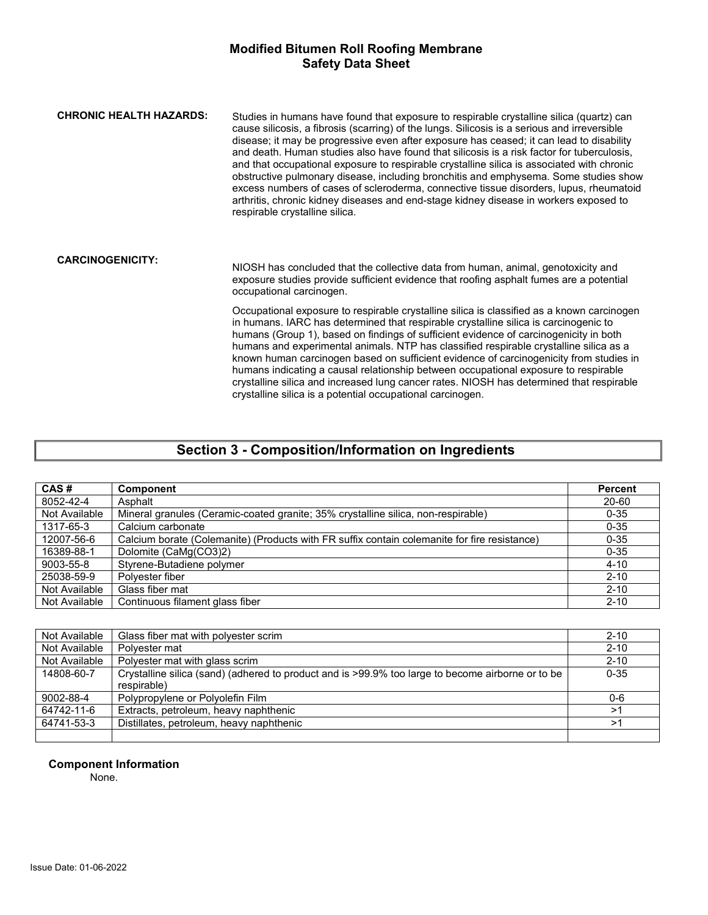**CHRONIC HEALTH HAZARDS:** Studies in humans have found that exposure to respirable crystalline silica (quartz) can cause silicosis, a fibrosis (scarring) of the lungs. Silicosis is a serious and irreversible disease; it may be progressive even after exposure has ceased; it can lead to disability and death. Human studies also have found that silicosis is a risk factor for tuberculosis, and that occupational exposure to respirable crystalline silica is associated with chronic obstructive pulmonary disease, including bronchitis and emphysema. Some studies show excess numbers of cases of scleroderma, connective tissue disorders, lupus, rheumatoid arthritis, chronic kidney diseases and end-stage kidney disease in workers exposed to respirable crystalline silica.

**CARCINOGENICITY:** NIOSH has concluded that the collective data from human, animal, genotoxicity and exposure studies provide sufficient evidence that roofing asphalt fumes are a potential occupational carcinogen.

Occupational exposure to respirable crystalline silica is classified as a known carcinogen in humans. IARC has determined that respirable crystalline silica is carcinogenic to humans (Group 1), based on findings of sufficient evidence of carcinogenicity in both humans and experimental animals. NTP has classified respirable crystalline silica as a known human carcinogen based on sufficient evidence of carcinogenicity from studies in humans indicating a causal relationship between occupational exposure to respirable crystalline silica and increased lung cancer rates. NIOSH has determined that respirable crystalline silica is a potential occupational carcinogen.

## Section 3 - Composition/Information on Ingredients

| CAS # | Component | Percent |
|---|---|---|
| 8052-42-4 | Asphalt | 20-60 |
| Not Available | Mineral granules (Ceramic-coated granite; 35% crystalline silica, non-respirable) | 0-35 |
| 1317-65-3 | Calcium carbonate | 0-35 |
| 12007-56-6 | Calcium borate (Colemanite) (Products with FR suffix contain colemanite for fire resistance) | 0-35 |
| 16389-88-1 | Dolomite ($CaMg(CO_3)_2$) | 0-35 |
| 9003-55-8 | Styrene-Butadiene polymer | 4-10 |
| 25038-59-9 | Polyester fiber | 2-10 |
| Not Available | Glass fiber mat | 2-10 |
| Not Available | Continuous filament glass fiber | 2-10 |
| Not Available | Glass fiber mat with polyester scrim | 2-10 |
| Not Available | Polyester mat | 2-10 |
| Not Available | Polyester mat with glass scrim | 2-10 |
| 14808-60-7 | Crystalline silica (sand) (adhered to product and is >99.9% too large to become airborne or to be respirable) | 0-35 |
| 9002-88-4 | Polypropylene or Polyolefin Film | 0-6 |
| 64742-11-6 | Extracts, petroleum, heavy naphthenic | >1 |
| 64741-53-3 | Distillates, petroleum, heavy naphthenic | >1 |
| | | |

**Component Information**

None.

Issue Date: 01-06-2022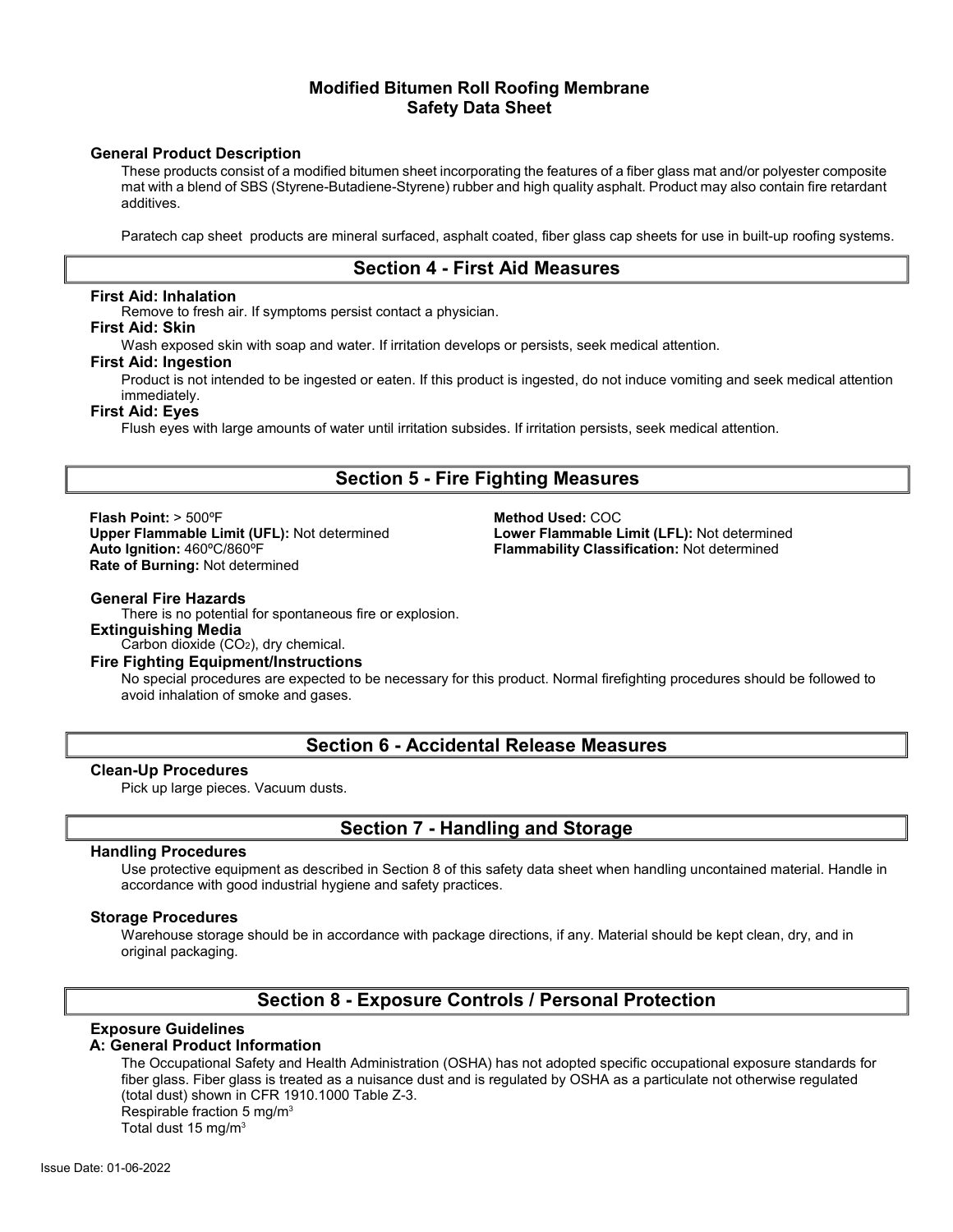# Modified Bitumen Roll Roofing Membrane
# Safety Data Sheet

**General Product Description**

These products consist of a modified bitumen sheet incorporating the features of a fiber glass mat and/or polyester composite mat with a blend of SBS (Styrene-Butadiene-Styrene) rubber and high quality asphalt. Product may also contain fire retardant additives.

Paratech cap sheet products are mineral surfaced, asphalt coated, fiber glass cap sheets for use in built-up roofing systems.

## Section 4 - First Aid Measures

**First Aid: Inhalation**

Remove to fresh air. If symptoms persist contact a physician.

**First Aid: Skin**

Wash exposed skin with soap and water. If irritation develops or persists, seek medical attention.

**First Aid: Ingestion**

Product is not intended to be ingested or eaten. If this product is ingested, do not induce vomiting and seek medical attention immediately.

**First Aid: Eyes**

Flush eyes with large amounts of water until irritation subsides. If irritation persists, seek medical attention.

## Section 5 - Fire Fighting Measures

**Flash Point:** > 500ºF

**Method Used:** COC

**Upper Flammable Limit (UFL):** Not determined

**Lower Flammable Limit (LFL):** Not determined

**Auto Ignition:** 460ºC/860ºF

**Flammability Classification:** Not determined

**Rate of Burning:** Not determined

**General Fire Hazards**

There is no potential for spontaneous fire or explosion.

**Extinguishing Media**

Carbon dioxide ($CO_2$), dry chemical.

**Fire Fighting Equipment/Instructions**

No special procedures are expected to be necessary for this product. Normal firefighting procedures should be followed to avoid inhalation of smoke and gases.

## Section 6 - Accidental Release Measures

**Clean-Up Procedures**

Pick up large pieces. Vacuum dusts.

## Section 7 - Handling and Storage

**Handling Procedures**

Use protective equipment as described in Section 8 of this safety data sheet when handling uncontained material. Handle in accordance with good industrial hygiene and safety practices.

**Storage Procedures**

Warehouse storage should be in accordance with package directions, if any. Material should be kept clean, dry, and in original packaging.

## Section 8 - Exposure Controls / Personal Protection

**Exposure Guidelines**

**A: General Product Information**

The Occupational Safety and Health Administration (OSHA) has not adopted specific occupational exposure standards for fiber glass. Fiber glass is treated as a nuisance dust and is regulated by OSHA as a particulate not otherwise regulated (total dust) shown in CFR 1910.1000 Table Z-3.

Respirable fraction 5 mg/$m^3$

Total dust 15 mg/$m^3$

Issue Date: 01-06-2022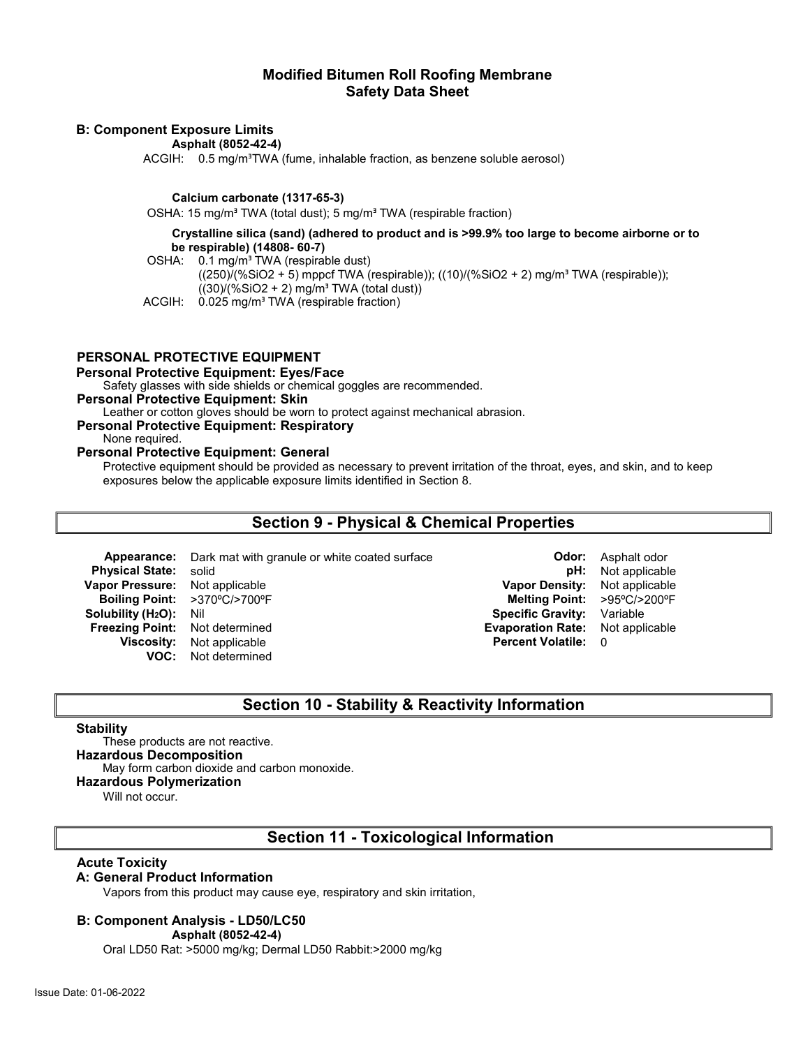# Modified Bitumen Roll Roofing Membrane Safety Data Sheet

**B: Component Exposure Limits**

**Asphalt (8052-42-4)**

ACGIH: 0.5 mg/m³TWA (fume, inhalable fraction, as benzene soluble aerosol)

**Calcium carbonate (1317-65-3)**

OSHA: 15 mg/m³ TWA (total dust); 5 mg/m³ TWA (respirable fraction)

**Crystalline silica (sand) (adhered to product and is >99.9% too large to become airborne or to be respirable) (14808- 60-7)**

OSHA: 0.1 mg/m³ TWA (respirable dust)
((250)/(%SiO2 + 5) mppcf TWA (respirable)); ((10)/(%SiO2 + 2) mg/m³ TWA (respirable)); ((30)/(%SiO2 + 2) mg/m³ TWA (total dust))

ACGIH: 0.025 mg/m³ TWA (respirable fraction)

**PERSONAL PROTECTIVE EQUIPMENT**

**Personal Protective Equipment: Eyes/Face**

Safety glasses with side shields or chemical goggles are recommended.

**Personal Protective Equipment: Skin**

Leather or cotton gloves should be worn to protect against mechanical abrasion.

**Personal Protective Equipment: Respiratory**

None required.

**Personal Protective Equipment: General**

Protective equipment should be provided as necessary to prevent irritation of the throat, eyes, and skin, and to keep exposures below the applicable exposure limits identified in Section 8.

## Section 9 - Physical & Chemical Properties

| | | | |
|---|---|---|---|
| **Appearance:** | Dark mat with granule or white coated surface | **Odor:** | Asphalt odor |
| **Physical State:** | solid | **pH:** | Not applicable |
| **Vapor Pressure:** | Not applicable | **Vapor Density:** | Not applicable |
| **Boiling Point:** | >370ºC/>700ºF | **Melting Point:** | >95ºC/>200ºF |
| **Solubility ($H_2O$):** | Nil | **Specific Gravity:** | Variable |
| **Freezing Point:** | Not determined | **Evaporation Rate:** | Not applicable |
| **Viscosity:** | Not applicable | **Percent Volatile:** | 0 |
| **VOC:** | Not determined | | |

## Section 10 - Stability & Reactivity Information

**Stability**

These products are not reactive.

**Hazardous Decomposition**

May form carbon dioxide and carbon monoxide.

**Hazardous Polymerization**

Will not occur.

## Section 11 - Toxicological Information

**Acute Toxicity**

**A: General Product Information**

Vapors from this product may cause eye, respiratory and skin irritation,

**B: Component Analysis - LD50/LC50**

**Asphalt (8052-42-4)**

Oral LD50 Rat: >5000 mg/kg; Dermal LD50 Rabbit:>2000 mg/kg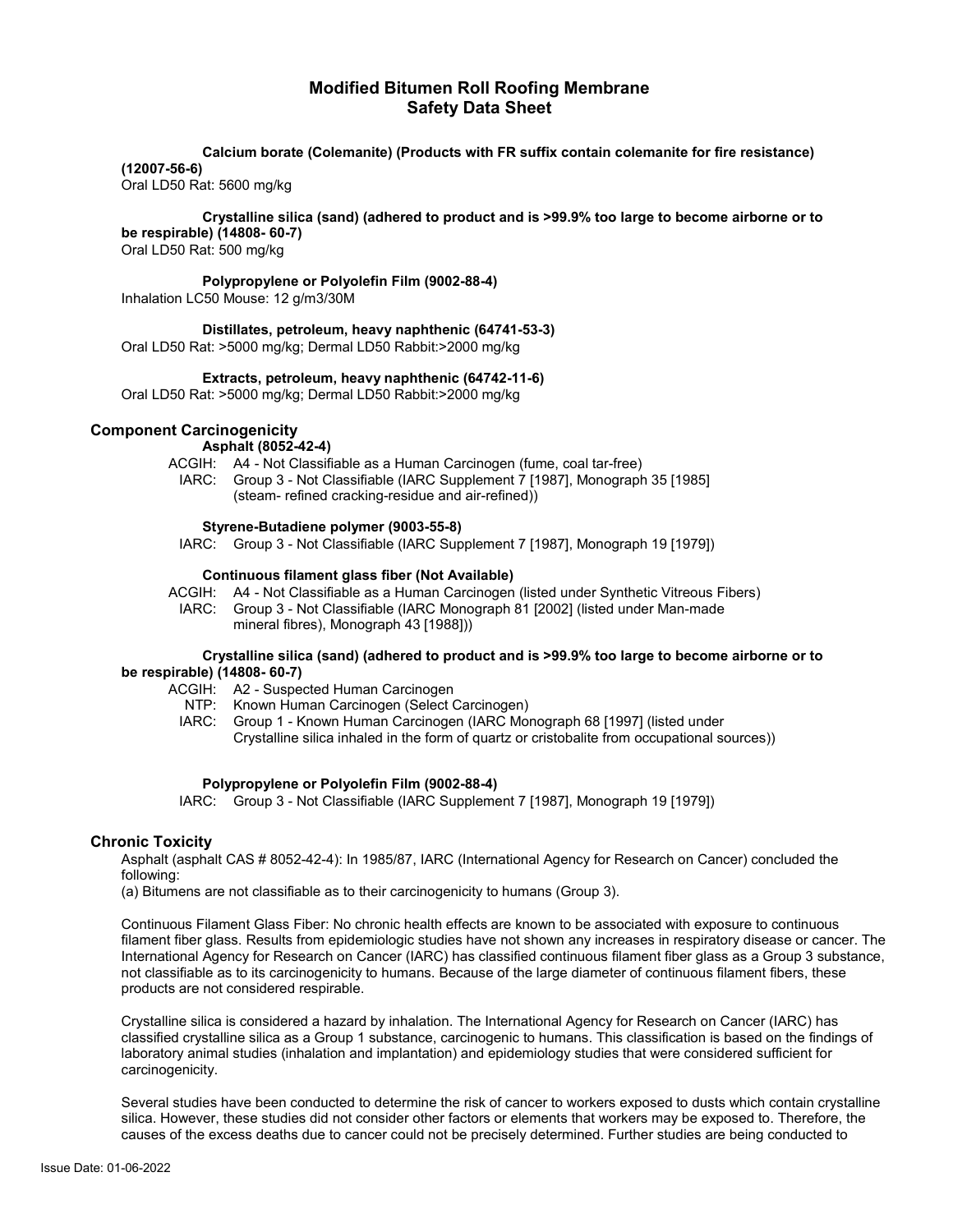# Modified Bitumen Roll Roofing Membrane
# Safety Data Sheet

**Calcium borate (Colemanite) (Products with FR suffix contain colemanite for fire resistance) (12007-56-6)**
Oral LD50 Rat: 5600 mg/kg

**Crystalline silica (sand) (adhered to product and is >99.9% too large to become airborne or to be respirable) (14808- 60-7)**
Oral LD50 Rat: 500 mg/kg

**Polypropylene or Polyolefin Film (9002-88-4)**
Inhalation LC50 Mouse: 12 g/m3/30M

**Distillates, petroleum, heavy naphthenic (64741-53-3)**
Oral LD50 Rat: >5000 mg/kg; Dermal LD50 Rabbit:>2000 mg/kg

**Extracts, petroleum, heavy naphthenic (64742-11-6)**
Oral LD50 Rat: >5000 mg/kg; Dermal LD50 Rabbit:>2000 mg/kg

## Component Carcinogenicity

**Asphalt (8052-42-4)**

ACGIH: A4 - Not Classifiable as a Human Carcinogen (fume, coal tar-free)
IARC: Group 3 - Not Classifiable (IARC Supplement 7 [1987], Monograph 35 [1985] (steam- refined cracking-residue and air-refined))

**Styrene-Butadiene polymer (9003-55-8)**

IARC: Group 3 - Not Classifiable (IARC Supplement 7 [1987], Monograph 19 [1979])

**Continuous filament glass fiber (Not Available)**

ACGIH: A4 - Not Classifiable as a Human Carcinogen (listed under Synthetic Vitreous Fibers)
IARC: Group 3 - Not Classifiable (IARC Monograph 81 [2002] (listed under Man-made mineral fibres), Monograph 43 [1988]))

**Crystalline silica (sand) (adhered to product and is >99.9% too large to become airborne or to be respirable) (14808- 60-7)**

ACGIH: A2 - Suspected Human Carcinogen
NTP: Known Human Carcinogen (Select Carcinogen)
IARC: Group 1 - Known Human Carcinogen (IARC Monograph 68 [1997] (listed under Crystalline silica inhaled in the form of quartz or cristobalite from occupational sources))

**Polypropylene or Polyolefin Film (9002-88-4)**

IARC: Group 3 - Not Classifiable (IARC Supplement 7 [1987], Monograph 19 [1979])

## Chronic Toxicity

Asphalt (asphalt CAS # 8052-42-4): In 1985/87, IARC (International Agency for Research on Cancer) concluded the following:
(a) Bitumens are not classifiable as to their carcinogenicity to humans (Group 3).

Continuous Filament Glass Fiber: No chronic health effects are known to be associated with exposure to continuous filament fiber glass. Results from epidemiologic studies have not shown any increases in respiratory disease or cancer. The International Agency for Research on Cancer (IARC) has classified continuous filament fiber glass as a Group 3 substance, not classifiable as to its carcinogenicity to humans. Because of the large diameter of continuous filament fibers, these products are not considered respirable.

Crystalline silica is considered a hazard by inhalation. The International Agency for Research on Cancer (IARC) has classified crystalline silica as a Group 1 substance, carcinogenic to humans. This classification is based on the findings of laboratory animal studies (inhalation and implantation) and epidemiology studies that were considered sufficient for carcinogenicity.

Several studies have been conducted to determine the risk of cancer to workers exposed to dusts which contain crystalline silica. However, these studies did not consider other factors or elements that workers may be exposed to. Therefore, the causes of the excess deaths due to cancer could not be precisely determined. Further studies are being conducted to

Issue Date: 01-06-2022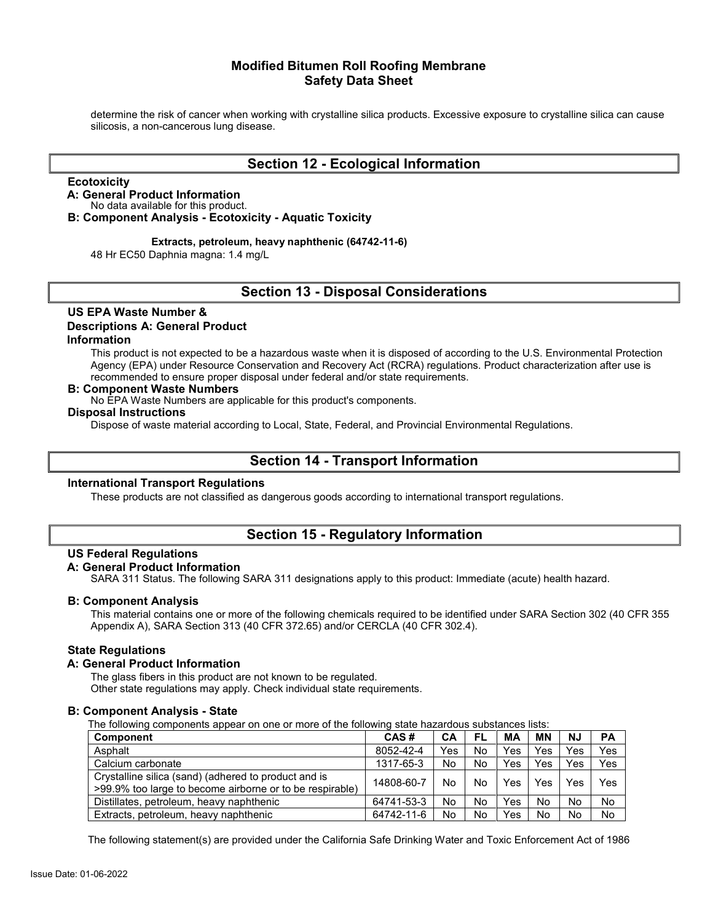determine the risk of cancer when working with crystalline silica products. Excessive exposure to crystalline silica can cause silicosis, a non-cancerous lung disease.

## Section 12 - Ecological Information

**Ecotoxicity**

**A: General Product Information**

No data available for this product.

**B: Component Analysis - Ecotoxicity - Aquatic Toxicity**

**Extracts, petroleum, heavy naphthenic (64742-11-6)**

48 Hr EC50 Daphnia magna: 1.4 mg/L

## Section 13 - Disposal Considerations

**US EPA Waste Number & Descriptions A: General Product Information**

This product is not expected to be a hazardous waste when it is disposed of according to the U.S. Environmental Protection Agency (EPA) under Resource Conservation and Recovery Act (RCRA) regulations. Product characterization after use is recommended to ensure proper disposal under federal and/or state requirements.

**B: Component Waste Numbers**

No EPA Waste Numbers are applicable for this product's components.

**Disposal Instructions**

Dispose of waste material according to Local, State, Federal, and Provincial Environmental Regulations.

## Section 14 - Transport Information

**International Transport Regulations**

These products are not classified as dangerous goods according to international transport regulations.

## Section 15 - Regulatory Information

**US Federal Regulations**

**A: General Product Information**

SARA 311 Status. The following SARA 311 designations apply to this product: Immediate (acute) health hazard.

**B: Component Analysis**

This material contains one or more of the following chemicals required to be identified under SARA Section 302 (40 CFR 355 Appendix A), SARA Section 313 (40 CFR 372.65) and/or CERCLA (40 CFR 302.4).

**State Regulations**

**A: General Product Information**

The glass fibers in this product are not known to be regulated.
Other state regulations may apply. Check individual state requirements.

**B: Component Analysis - State**

The following components appear on one or more of the following state hazardous substances lists:

| Component | CAS # | CA | FL | MA | MN | NJ | PA |
|---|---|---|---|---|---|---|---|
| Asphalt | 8052-42-4 | Yes | No | Yes | Yes | Yes | Yes |
| Calcium carbonate | 1317-65-3 | No | No | Yes | Yes | Yes | Yes |
| Crystalline silica (sand) (adhered to product and is >99.9% too large to become airborne or to be respirable) | 14808-60-7 | No | No | Yes | Yes | Yes | Yes |
| Distillates, petroleum, heavy naphthenic | 64741-53-3 | No | No | Yes | No | No | No |
| Extracts, petroleum, heavy naphthenic | 64742-11-6 | No | No | Yes | No | No | No |

The following statement(s) are provided under the California Safe Drinking Water and Toxic Enforcement Act of 1986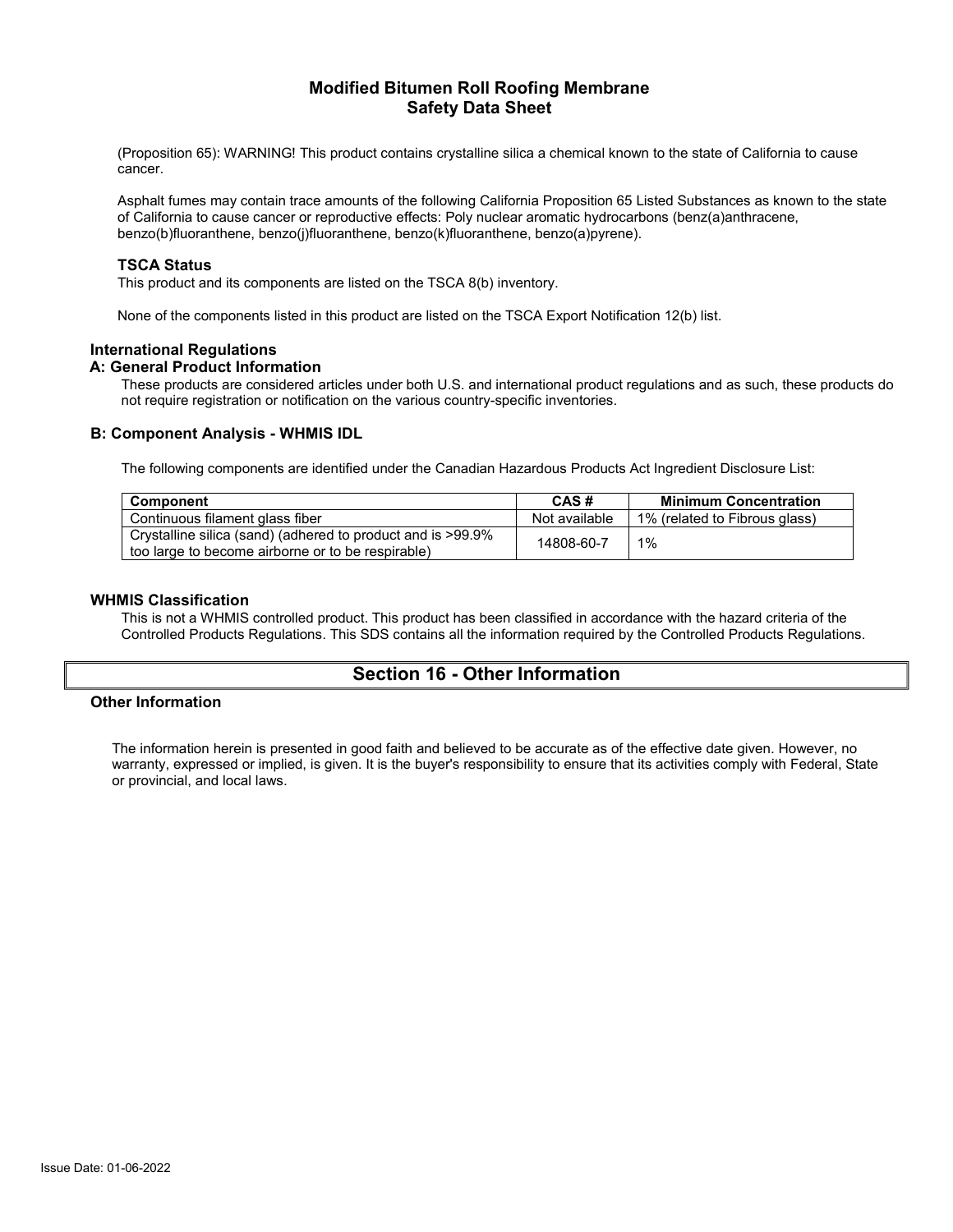(Proposition 65): WARNING! This product contains crystalline silica a chemical known to the state of California to cause cancer.

Asphalt fumes may contain trace amounts of the following California Proposition 65 Listed Substances as known to the state of California to cause cancer or reproductive effects: Poly nuclear aromatic hydrocarbons (benz(a)anthracene, benzo(b)fluoranthene, benzo(j)fluoranthene, benzo(k)fluoranthene, benzo(a)pyrene).

### TSCA Status

This product and its components are listed on the TSCA 8(b) inventory.

None of the components listed in this product are listed on the TSCA Export Notification 12(b) list.

### International Regulations

#### A: General Product Information

These products are considered articles under both U.S. and international product regulations and as such, these products do not require registration or notification on the various country-specific inventories.

#### B: Component Analysis - WHMIS IDL

The following components are identified under the Canadian Hazardous Products Act Ingredient Disclosure List:

| Component | CAS # | Minimum Concentration |
|---|---|---|
| Continuous filament glass fiber | Not available | 1% (related to Fibrous glass) |
| Crystalline silica (sand) (adhered to product and is >99.9% too large to become airborne or to be respirable) | 14808-60-7 | 1% |

### WHMIS Classification

This is not a WHMIS controlled product. This product has been classified in accordance with the hazard criteria of the Controlled Products Regulations. This SDS contains all the information required by the Controlled Products Regulations.

## Section 16 - Other Information

### Other Information

The information herein is presented in good faith and believed to be accurate as of the effective date given. However, no warranty, expressed or implied, is given. It is the buyer's responsibility to ensure that its activities comply with Federal, State or provincial, and local laws.